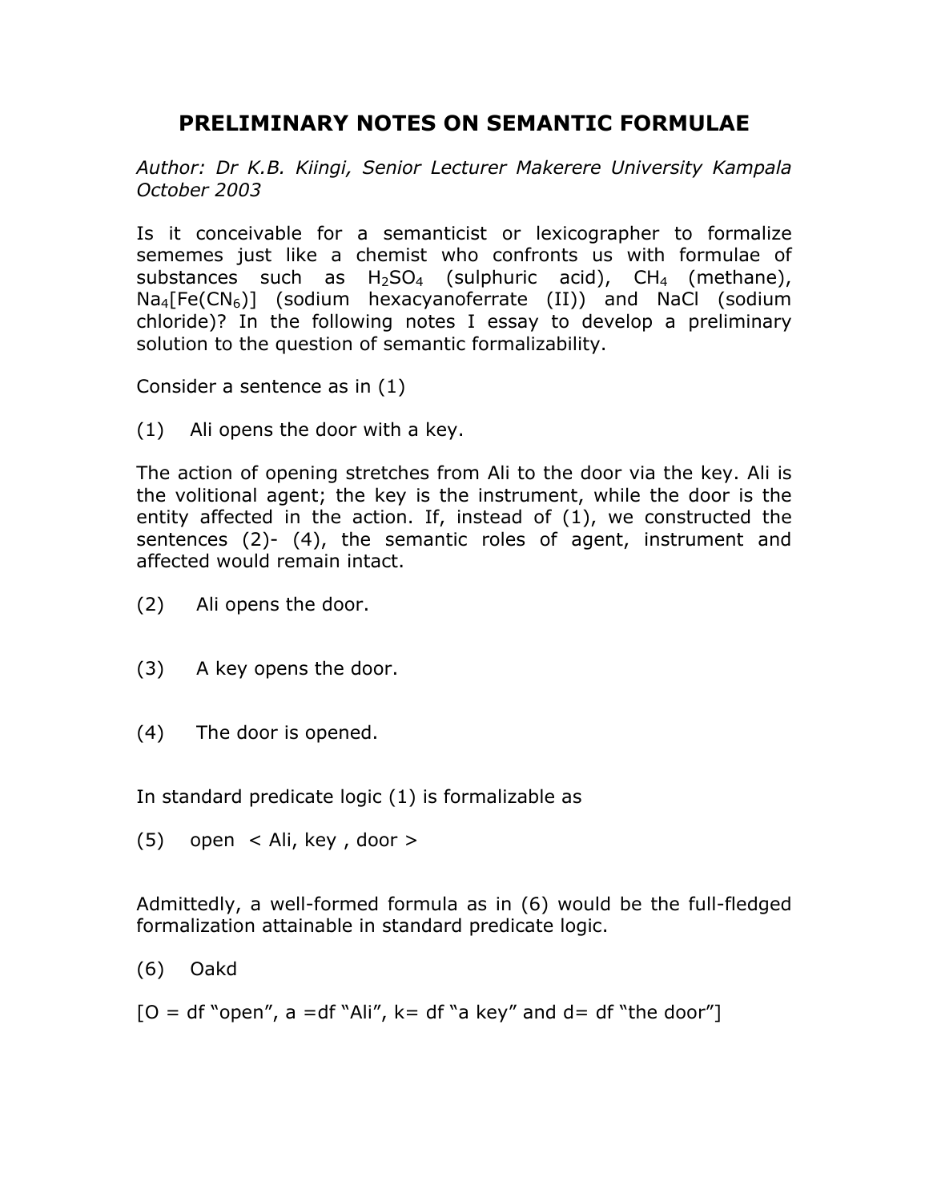# PRELIMINARY NOTES ON SEMANTIC FORMULAE

*Author: Dr K.B. Kiingi, Senior Lecturer Makerere University Kampala October 2003*

Is it conceivable for a semanticist or lexicographer to formalize sememes just like a chemist who confronts us with formulae of substances such as $H_2SO_4$ (sulphuric acid), $CH_4$ (methane), $Na_4[Fe(CN_6)]$ (sodium hexacyanoferrate (II)) and NaCl (sodium chloride)? In the following notes I essay to develop a preliminary solution to the question of semantic formalizability.

Consider a sentence as in (1)

(1) Ali opens the door with a key.

The action of opening stretches from Ali to the door via the key. Ali is the volitional agent; the key is the instrument, while the door is the entity affected in the action. If, instead of (1), we constructed the sentences (2)- (4), the semantic roles of agent, instrument and affected would remain intact.

(2) Ali opens the door.

(3) A key opens the door.

(4) The door is opened.

In standard predicate logic (1) is formalizable as

(5) open < Ali, key , door >

Admittedly, a well-formed formula as in (6) would be the full-fledged formalization attainable in standard predicate logic.

(6) Oakd

[O = df "open", a =df "Ali", k= df "a key" and d= df "the door"]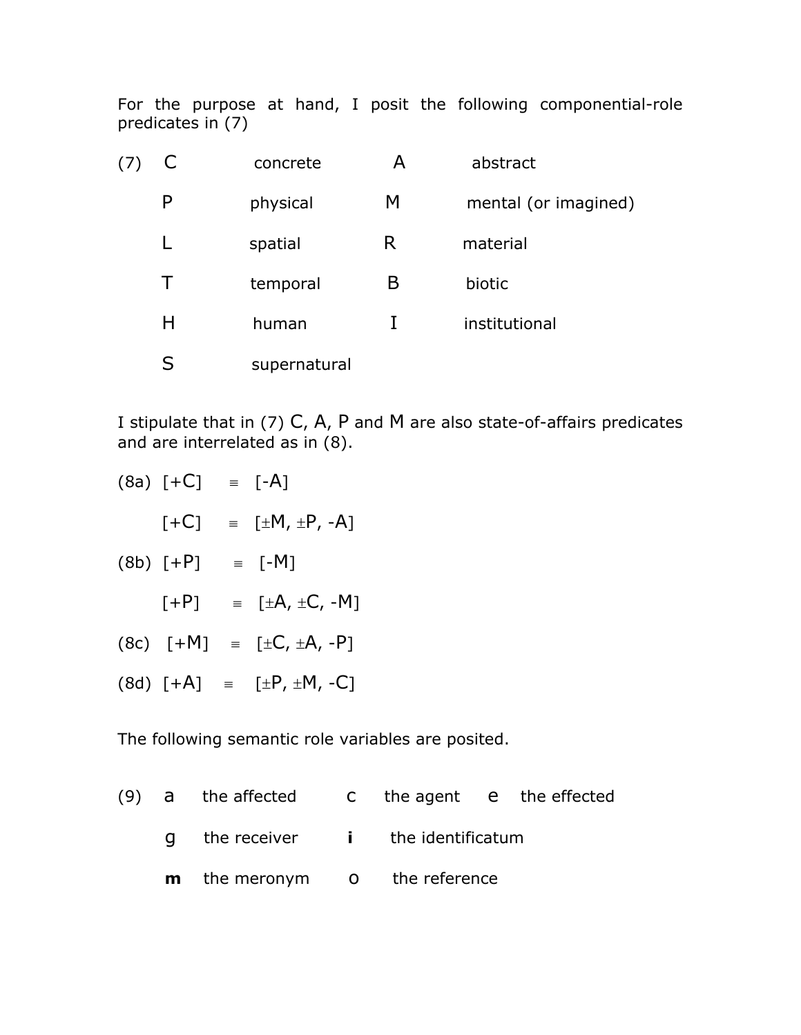For the purpose at hand, I posit the following componential-role predicates in (7)

(7)

| | | | |
|---|---|---|---|
| C | concrete | A | abstract |
| P | physical | M | mental (or imagined) |
| L | spatial | R | material |
| T | temporal | B | biotic |
| H | human | I | institutional |
| S | supernatural | | |

I stipulate that in (7) C, A, P and M are also state-of-affairs predicates and are interrelated as in (8).

(8a) [+C] ≡ [-A]

[+C] ≡ [±M, ±P, -A]

(8b) [+P] ≡ [-M]

[+P] ≡ [±A, ±C, -M]

(8c) [+M] ≡ [±C, ±A, -P]

(8d) [+A] ≡ [±P, ±M, -C]

The following semantic role variables are posited.

(9)

| | | | | | |
|---|---|---|---|---|---|
| a | the affected | c | the agent | e | the effected |
| g | the receiver | **i** | the identificatum | | |
| **m** | the meronym | o | the reference | | |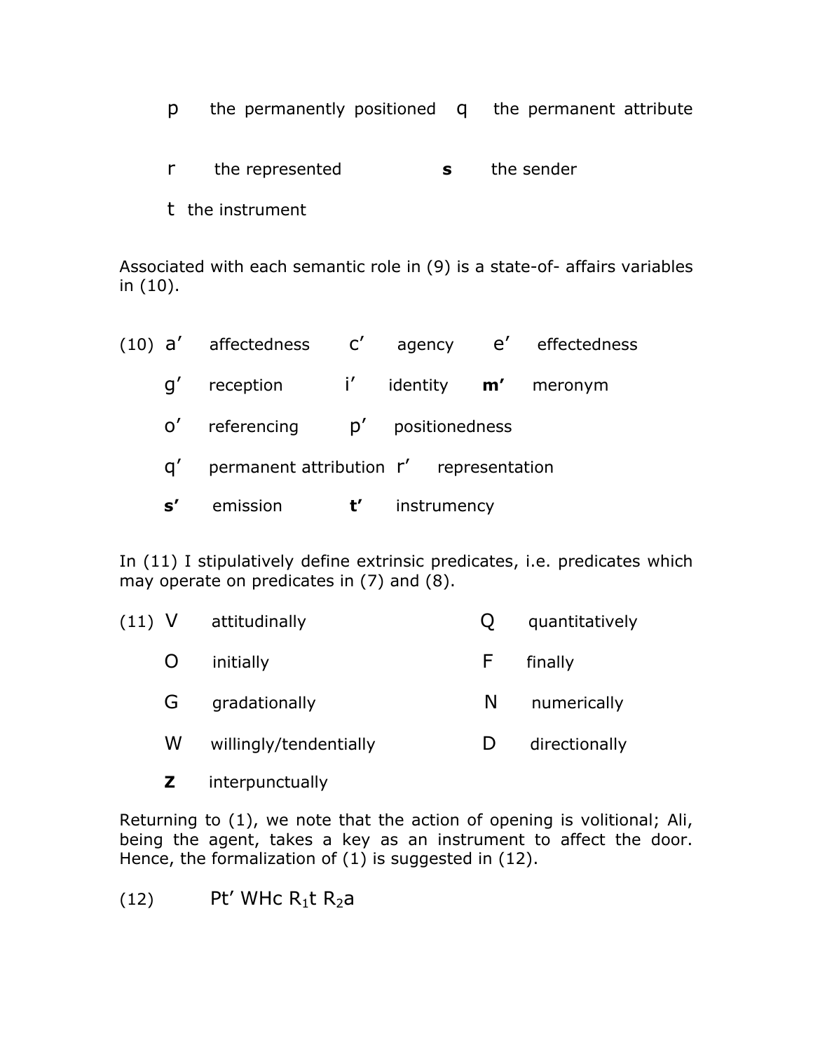p the permanently positioned q the permanent attribute

r the represented **s** the sender

t the instrument

Associated with each semantic role in (9) is a state-of- affairs variables in (10).

(10) a′ affectedness c′ agency e′ effectedness

g′ reception i′ identity **m′** meronym

o′ referencing p′ positionedness

q′ permanent attribution r′ representation

**s′** emission **t′** instrumency

In (11) I stipulatively define extrinsic predicates, i.e. predicates which may operate on predicates in (7) and (8).

(11) V attitudinally Q quantitatively

O initially F finally

G gradationally N numerically

W willingly/tendentially D directionally

**Z** interpunctually

Returning to (1), we note that the action of opening is volitional; Ali, being the agent, takes a key as an instrument to affect the door. Hence, the formalization of (1) is suggested in (12).

(12) $Pt'\ WHc\ R_1t\ R_2a$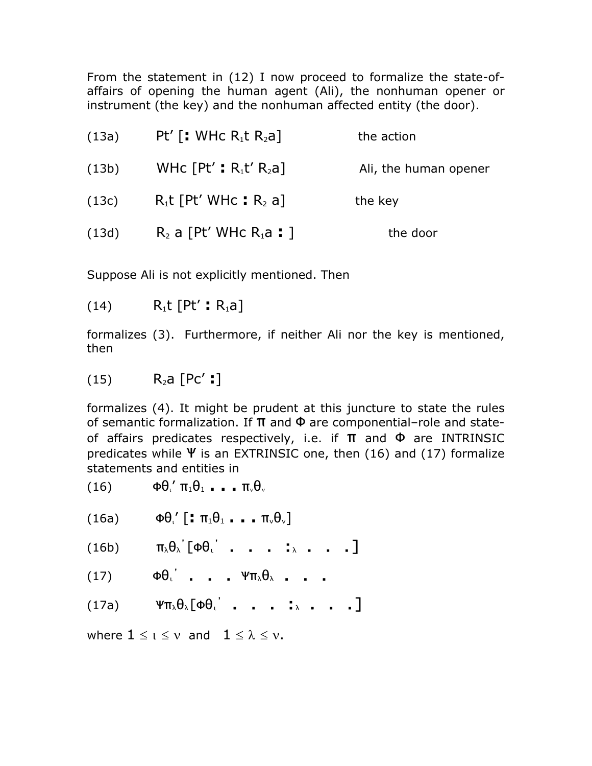From the statement in (12) I now proceed to formalize the state-of-affairs of opening the human agent (Ali), the nonhuman opener or instrument (the key) and the nonhuman affected entity (the door).

(13a) $Pt'$ [**:** $WHc\ R_1t\ R_2a$] the action

(13b) $WHc$ [$Pt'$ **:** $R_1t'\ R_2a$] Ali, the human opener

(13c) $R_1t$ [$Pt'\ WHc$ **:** $R_2\ a$] the key

(13d) $R_2\ a$ [$Pt'\ WHc\ R_1a$ **:** ] the door

Suppose Ali is not explicitly mentioned. Then

(14) $R_1t$ [$Pt'$ **:** $R_1a$]

formalizes (3). Furthermore, if neither Ali nor the key is mentioned, then

(15) $R_2a$ [$Pc'$ **:**]

formalizes (4). It might be prudent at this juncture to state the rules of semantic formalization. If $\pi$ and $\Phi$ are componential–role and state-of affairs predicates respectively, i.e. if $\pi$ and $\Phi$ are INTRINSIC predicates while $\Psi$ is an EXTRINSIC one, then (16) and (17) formalize statements and entities in

(16) $\Phi\theta_\iota'\ \pi_1\theta_1 \ldots \pi_\nu\theta_\nu$

(16a) $\Phi\theta_\iota'$ [**:** $\pi_1\theta_1 \ldots \pi_\nu\theta_\nu$]

(16b) $\pi_\lambda\theta_\lambda'$ [$\Phi\theta_\iota' \ \ldots\ :_\lambda \ \ldots$]

(17) $\Phi\theta_\iota' \ \ldots\ \Psi\pi_\lambda\theta_\lambda \ \ldots$

(17a) $\Psi\pi_\lambda\theta_\lambda$[$\Phi\theta_\iota' \ \ldots\ :_\lambda \ \ldots$]

where $1 \le \iota \le \nu$ and $1 \le \lambda \le \nu$.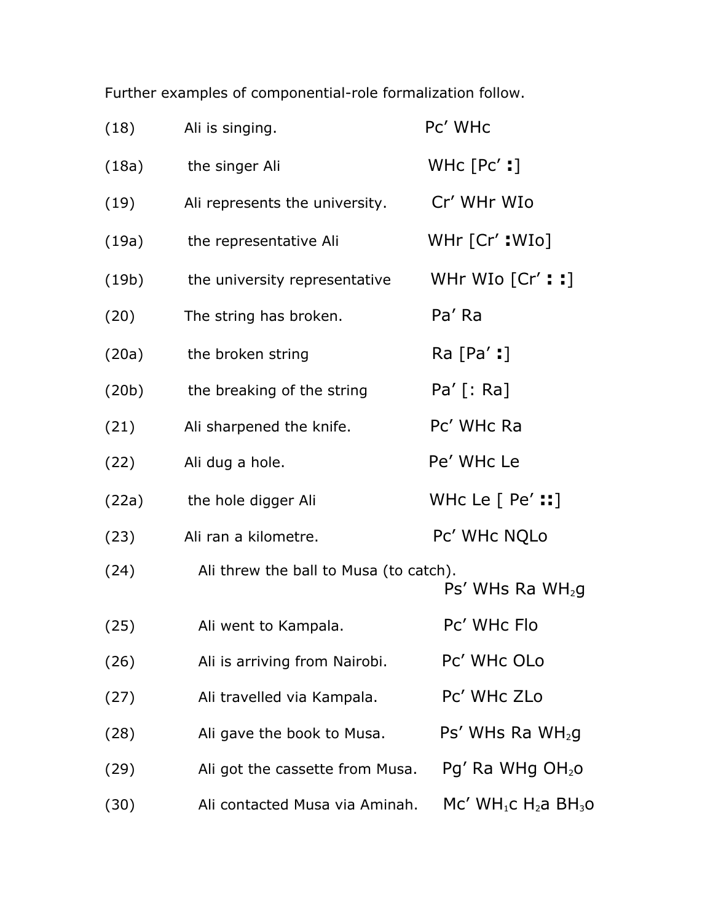Further examples of componential-role formalization follow.

| | | |
|---|---|---|
| (18) | Ali is singing. | Pc’ WHc |
| (18a) | the singer Ali | WHc [Pc’ **:**] |
| (19) | Ali represents the university. | Cr’ WHr WIo |
| (19a) | the representative Ali | WHr [Cr’ **:**WIo] |
| (19b) | the university representative | WHr WIo [Cr’ **: :**] |
| (20) | The string has broken. | Pa’ Ra |
| (20a) | the broken string | Ra [Pa’ **:**] |
| (20b) | the breaking of the string | Pa’ [: Ra] |
| (21) | Ali sharpened the knife. | Pc’ WHc Ra |
| (22) | Ali dug a hole. | Pe’ WHc Le |
| (22a) | the hole digger Ali | WHc Le [ Pe’ **::**] |
| (23) | Ali ran a kilometre. | Pc’ WHc NQLo |
| (24) | Ali threw the ball to Musa (to catch). | Ps’ WHs Ra $WH_2g$ |
| (25) | Ali went to Kampala. | Pc’ WHc Flo |
| (26) | Ali is arriving from Nairobi. | Pc’ WHc OLo |
| (27) | Ali travelled via Kampala. | Pc’ WHc ZLo |
| (28) | Ali gave the book to Musa. | Ps’ WHs Ra $WH_2g$ |
| (29) | Ali got the cassette from Musa. | Pg’ Ra WHg $OH_2o$ |
| (30) | Ali contacted Musa via Aminah. | Mc’ $WH_1c$ $H_2a$ $BH_3o$ |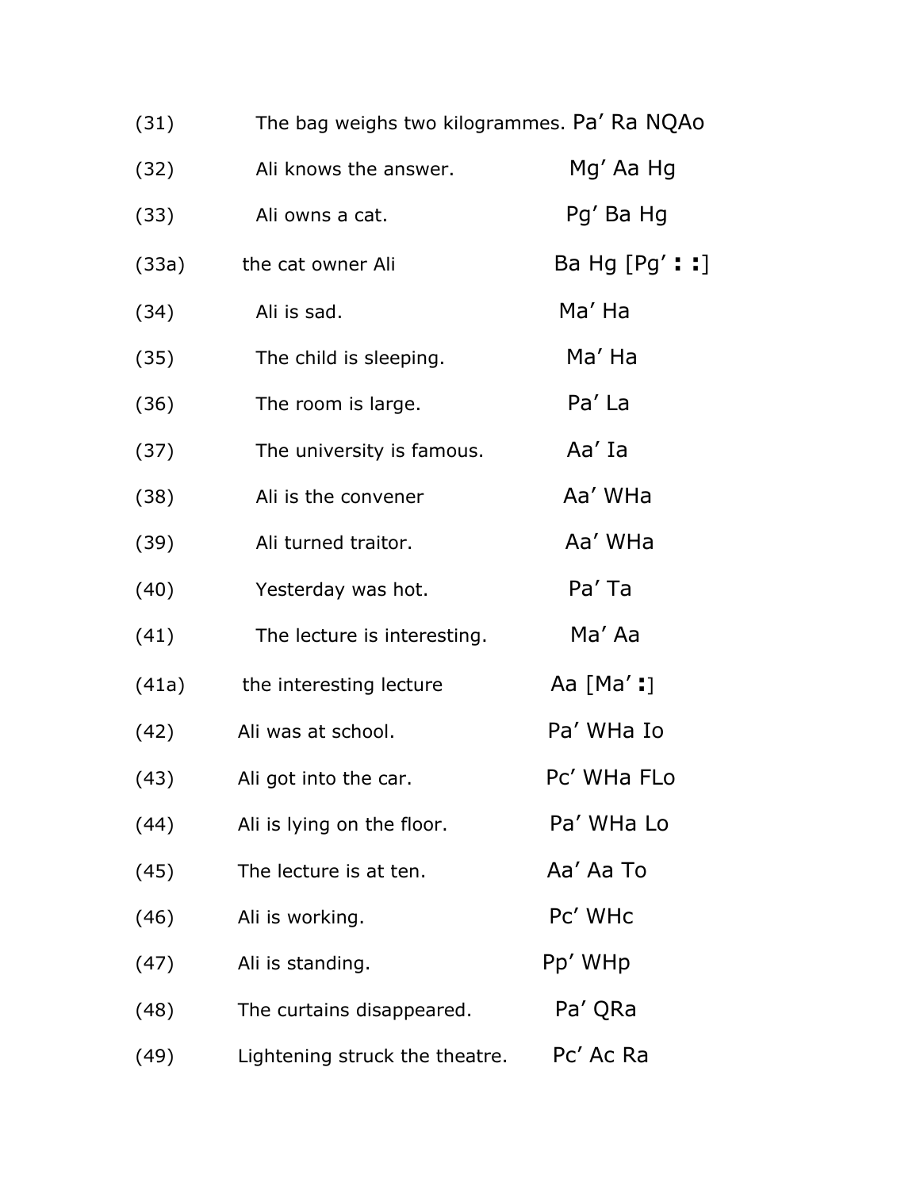| | | |
|---|---|---|
| (31) | The bag weighs two kilogrammes. | Pa’ Ra NQAo |
| (32) | Ali knows the answer. | Mg’ Aa Hg |
| (33) | Ali owns a cat. | Pg’ Ba Hg |
| (33a) | the cat owner Ali | Ba Hg [Pg’ **: :**] |
| (34) | Ali is sad. | Ma’ Ha |
| (35) | The child is sleeping. | Ma’ Ha |
| (36) | The room is large. | Pa’ La |
| (37) | The university is famous. | Aa’ Ia |
| (38) | Ali is the convener | Aa’ WHa |
| (39) | Ali turned traitor. | Aa’ WHa |
| (40) | Yesterday was hot. | Pa’ Ta |
| (41) | The lecture is interesting. | Ma’ Aa |
| (41a) | the interesting lecture | Aa [Ma’ **:**] |
| (42) | Ali was at school. | Pa’ WHa Io |
| (43) | Ali got into the car. | Pc’ WHa FLo |
| (44) | Ali is lying on the floor. | Pa’ WHa Lo |
| (45) | The lecture is at ten. | Aa’ Aa To |
| (46) | Ali is working. | Pc’ WHc |
| (47) | Ali is standing. | Pp’ WHp |
| (48) | The curtains disappeared. | Pa’ QRa |
| (49) | Lightening struck the theatre. | Pc’ Ac Ra |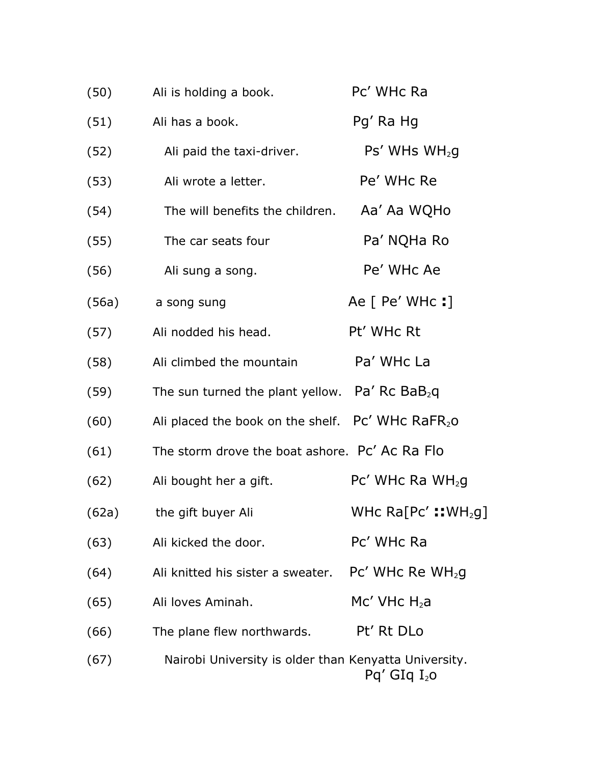| | | |
|---|---|---|
| (50) | Ali is holding a book. | Pc’ WHc Ra |
| (51) | Ali has a book. | Pg’ Ra Hg |
| (52) | Ali paid the taxi-driver. | Ps’ WHs $WH_2g$ |
| (53) | Ali wrote a letter. | Pe’ WHc Re |
| (54) | The will benefits the children. | Aa’ Aa WQHo |
| (55) | The car seats four | Pa’ NQHa Ro |
| (56) | Ali sung a song. | Pe’ WHc Ae |
| (56a) | a song sung | Ae [ Pe’ WHc **:**] |
| (57) | Ali nodded his head. | Pt’ WHc Rt |
| (58) | Ali climbed the mountain | Pa’ WHc La |
| (59) | The sun turned the plant yellow. | Pa’ Rc $BaB_2q$ |
| (60) | Ali placed the book on the shelf. | Pc’ WHc $RaFR_2o$ |
| (61) | The storm drove the boat ashore. | Pc’ Ac Ra Flo |
| (62) | Ali bought her a gift. | Pc’ WHc Ra $WH_2g$ |
| (62a) | the gift buyer Ali | WHc Ra[Pc’ **::**$WH_2g$] |
| (63) | Ali kicked the door. | Pc’ WHc Ra |
| (64) | Ali knitted his sister a sweater. | Pc’ WHc Re $WH_2g$ |
| (65) | Ali loves Aminah. | Mc’ VHc $H_2a$ |
| (66) | The plane flew northwards. | Pt’ Rt DLo |
| (67) | Nairobi University is older than Kenyatta University. | Pq’ GIq $I_2o$ |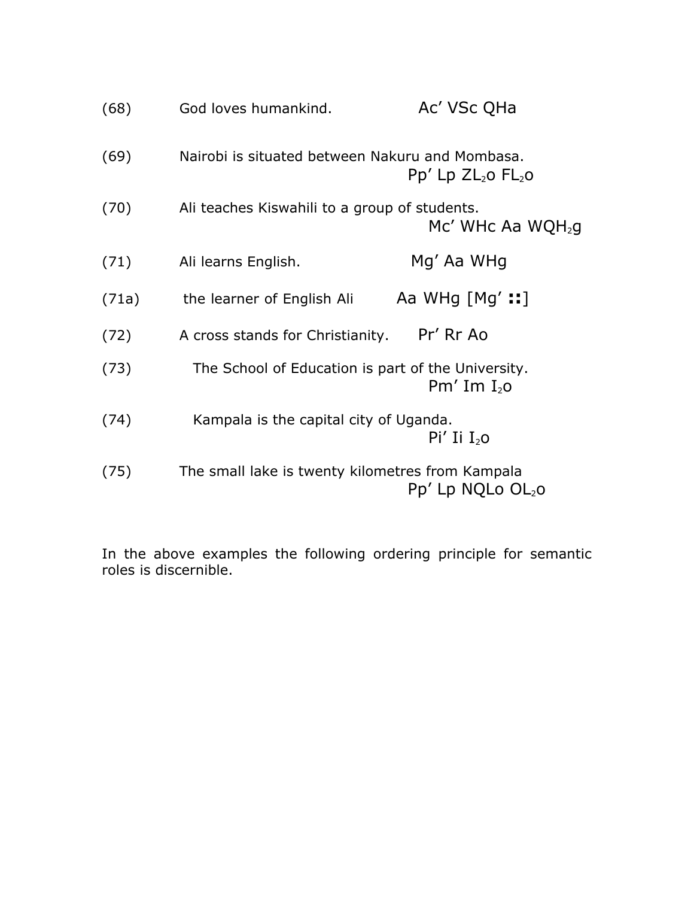(68) God loves humankind. Ac’ VSc QHa

(69) Nairobi is situated between Nakuru and Mombasa. Pp’ Lp $ZL_2$o $FL_2$o

(70) Ali teaches Kiswahili to a group of students. Mc’ WHc Aa $WQH_2$g

(71) Ali learns English. Mg’ Aa WHg

(71a) the learner of English Ali Aa WHg [Mg’ **::**]

(72) A cross stands for Christianity. Pr’ Rr Ao

(73) The School of Education is part of the University. Pm’ Im $I_2$o

(74) Kampala is the capital city of Uganda. Pi’ Ii $I_2$o

(75) The small lake is twenty kilometres from Kampala Pp’ Lp NQLo $OL_2$o

In the above examples the following ordering principle for semantic roles is discernible.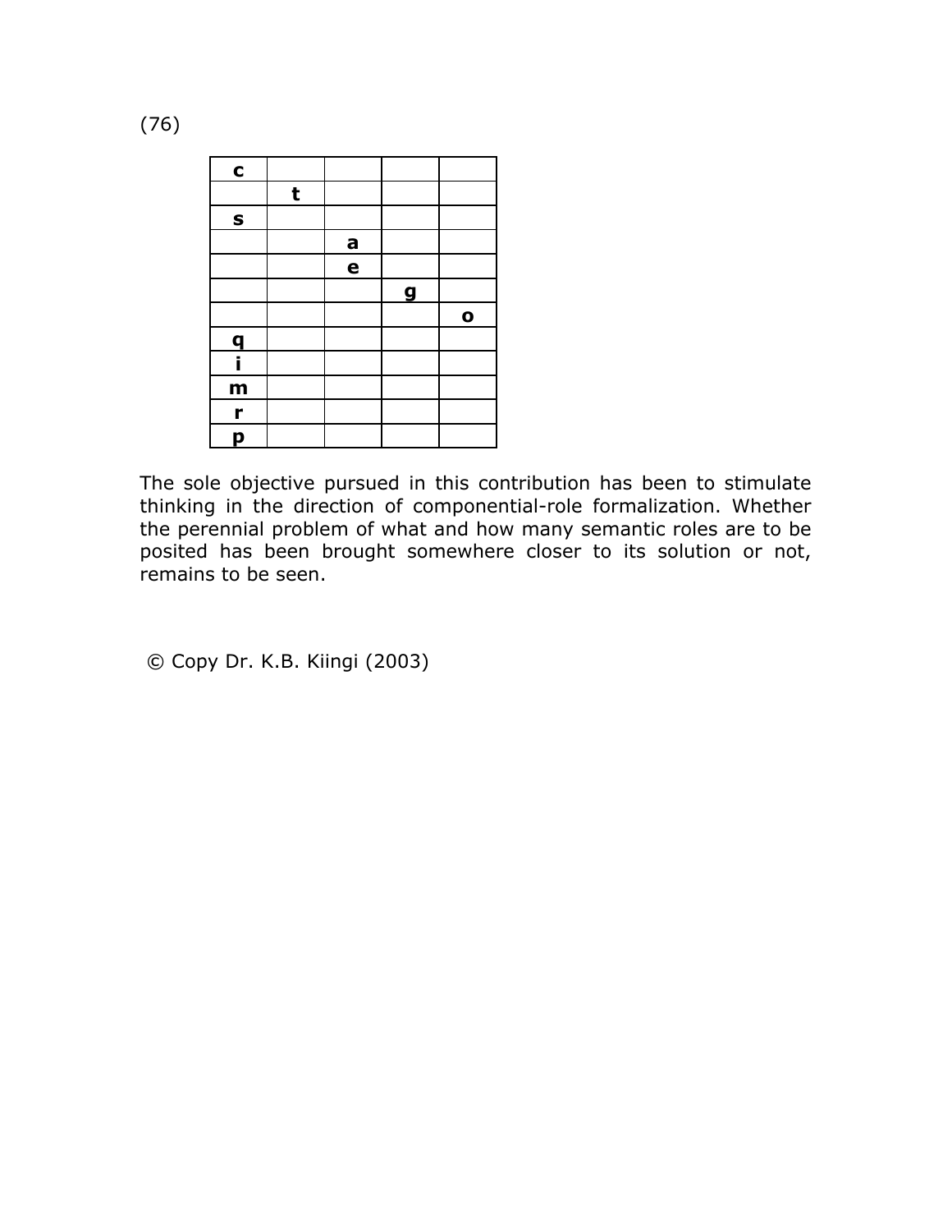(76)

| | | | | |
|---|---|---|---|---|
| **c** | | | | |
| | **t** | | | |
| **s** | | | | |
| | | **a** | | |
| | | **e** | | |
| | | | **g** | |
| | | | | **o** |
| **q** | | | | |
| **i** | | | | |
| **m** | | | | |
| **r** | | | | |
| **p** | | | | |

The sole objective pursued in this contribution has been to stimulate thinking in the direction of componential-role formalization. Whether the perennial problem of what and how many semantic roles are to be posited has been brought somewhere closer to its solution or not, remains to be seen.

© Copy Dr. K.B. Kiingi (2003)